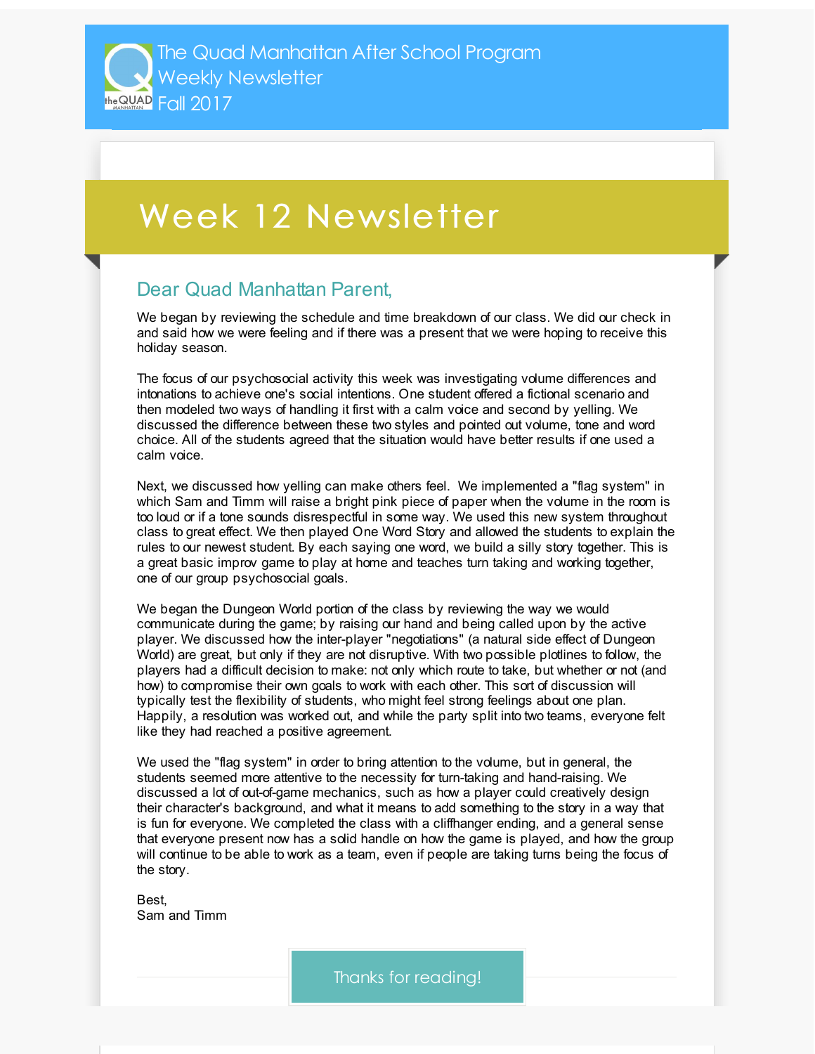The Quad Manhattan After School Program
Weekly Newsletter
Fall 2017

# Week 12 Newsletter

## Dear Quad Manhattan Parent,

We began by reviewing the schedule and time breakdown of our class. We did our check in and said how we were feeling and if there was a present that we were hoping to receive this holiday season.

The focus of our psychosocial activity this week was investigating volume differences and intonations to achieve one's social intentions. One student offered a fictional scenario and then modeled two ways of handling it first with a calm voice and second by yelling. We discussed the difference between these two styles and pointed out volume, tone and word choice. All of the students agreed that the situation would have better results if one used a calm voice.

Next, we discussed how yelling can make others feel. We implemented a "flag system" in which Sam and Timm will raise a bright pink piece of paper when the volume in the room is too loud or if a tone sounds disrespectful in some way. We used this new system throughout class to great effect. We then played One Word Story and allowed the students to explain the rules to our newest student. By each saying one word, we build a silly story together. This is a great basic improv game to play at home and teaches turn taking and working together, one of our group psychosocial goals.

We began the Dungeon World portion of the class by reviewing the way we would communicate during the game; by raising our hand and being called upon by the active player. We discussed how the inter-player "negotiations" (a natural side effect of Dungeon World) are great, but only if they are not disruptive. With two possible plotlines to follow, the players had a difficult decision to make: not only which route to take, but whether or not (and how) to compromise their own goals to work with each other. This sort of discussion will typically test the flexibility of students, who might feel strong feelings about one plan. Happily, a resolution was worked out, and while the party split into two teams, everyone felt like they had reached a positive agreement.

We used the "flag system" in order to bring attention to the volume, but in general, the students seemed more attentive to the necessity for turn-taking and hand-raising. We discussed a lot of out-of-game mechanics, such as how a player could creatively design their character's background, and what it means to add something to the story in a way that is fun for everyone. We completed the class with a cliffhanger ending, and a general sense that everyone present now has a solid handle on how the game is played, and how the group will continue to be able to work as a team, even if people are taking turns being the focus of the story.

Best,
Sam and Timm

Thanks for reading!